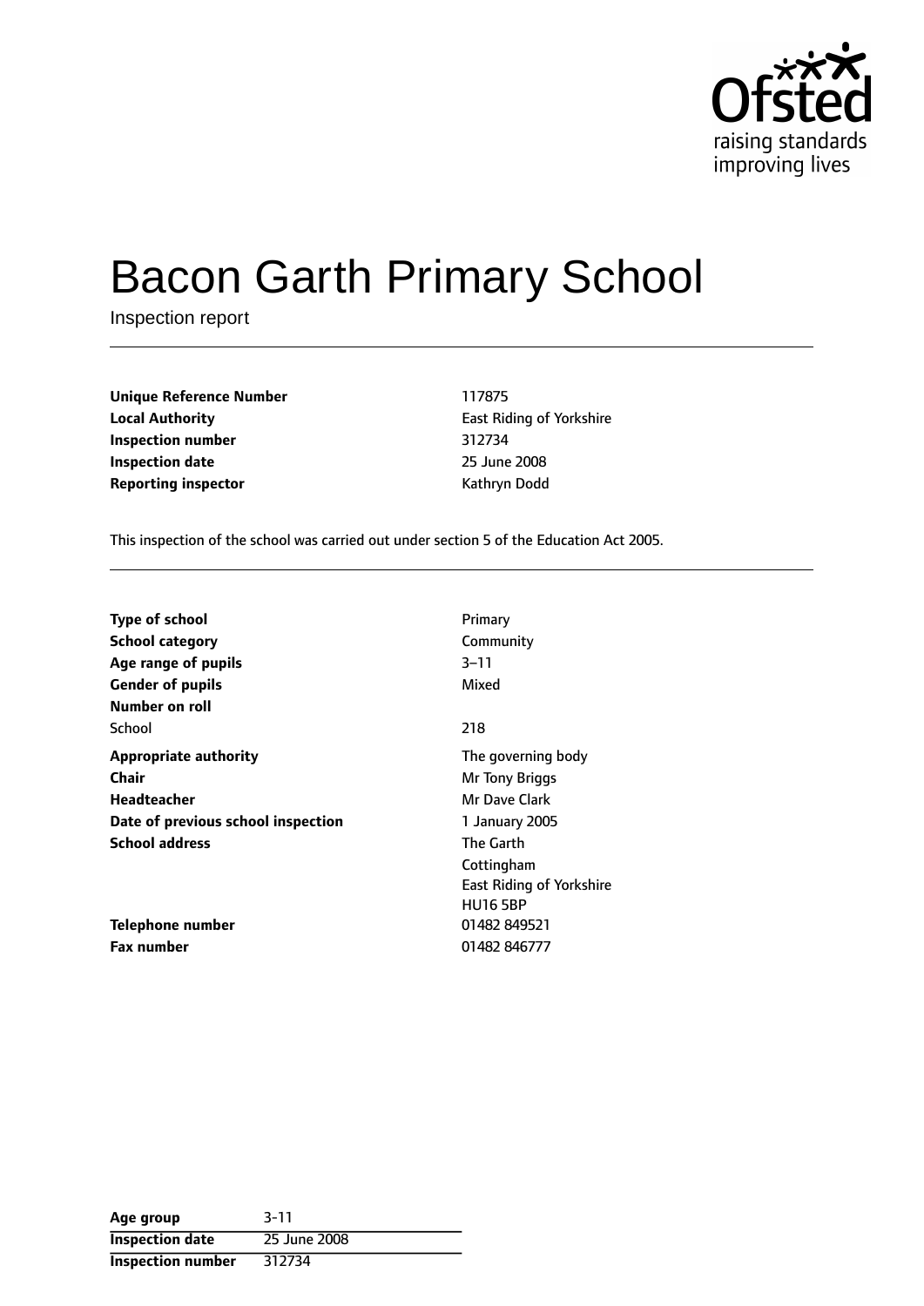# Bacon Garth Primary School

Inspection report

| | |
|---|---|
| **Unique Reference Number** | 117875 |
| **Local Authority** | East Riding of Yorkshire |
| **Inspection number** | 312734 |
| **Inspection date** | 25 June 2008 |
| **Reporting inspector** | Kathryn Dodd |

This inspection of the school was carried out under section 5 of the Education Act 2005.

| | |
|---|---|
| **Type of school** | Primary |
| **School category** | Community |
| **Age range of pupils** | 3–11 |
| **Gender of pupils** | Mixed |
| **Number on roll** | |
| School | 218 |
| **Appropriate authority** | The governing body |
| **Chair** | Mr Tony Briggs |
| **Headteacher** | Mr Dave Clark |
| **Date of previous school inspection** | 1 January 2005 |
| **School address** | The Garth<br>Cottingham<br>East Riding of Yorkshire<br>HU16 5BP |
| **Telephone number** | 01482 849521 |
| **Fax number** | 01482 846777 |

| | |
|---|---|
| **Age group** | 3-11 |
| **Inspection date** | 25 June 2008 |
| **Inspection number** | 312734 |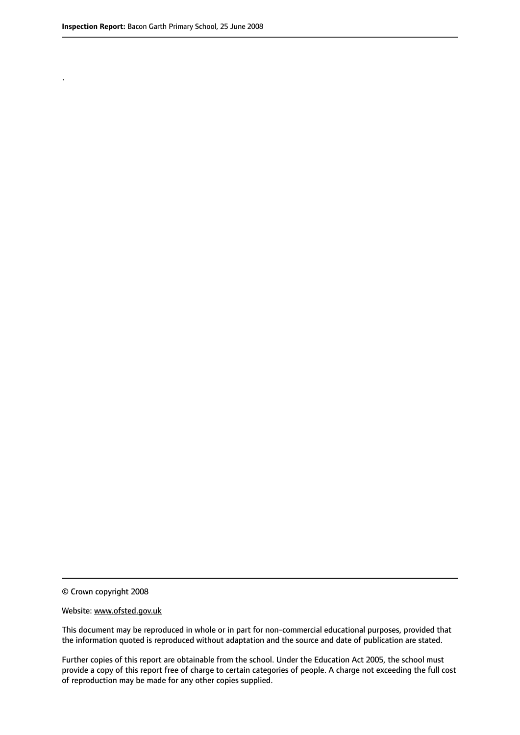.

© Crown copyright 2008

Website: www.ofsted.gov.uk

This document may be reproduced in whole or in part for non-commercial educational purposes, provided that the information quoted is reproduced without adaptation and the source and date of publication are stated.

Further copies of this report are obtainable from the school. Under the Education Act 2005, the school must provide a copy of this report free of charge to certain categories of people. A charge not exceeding the full cost of reproduction may be made for any other copies supplied.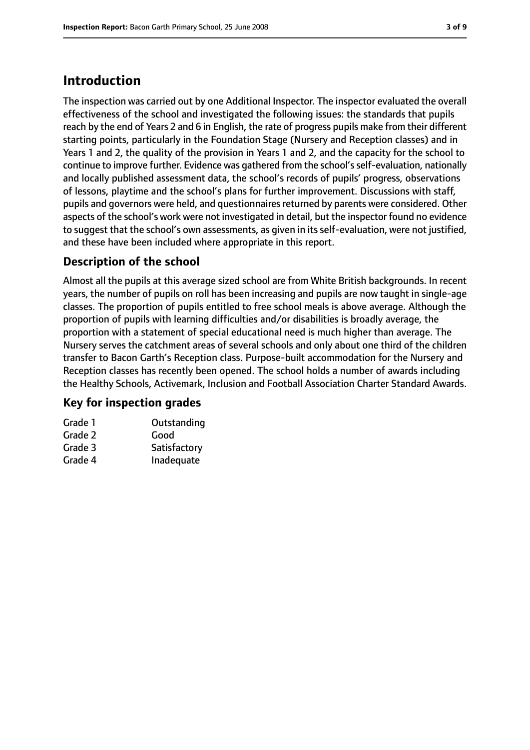# Introduction

The inspection was carried out by one Additional Inspector. The inspector evaluated the overall effectiveness of the school and investigated the following issues: the standards that pupils reach by the end of Years 2 and 6 in English, the rate of progress pupils make from their different starting points, particularly in the Foundation Stage (Nursery and Reception classes) and in Years 1 and 2, the quality of the provision in Years 1 and 2, and the capacity for the school to continue to improve further. Evidence was gathered from the school's self-evaluation, nationally and locally published assessment data, the school's records of pupils' progress, observations of lessons, playtime and the school's plans for further improvement. Discussions with staff, pupils and governors were held, and questionnaires returned by parents were considered. Other aspects of the school's work were not investigated in detail, but the inspector found no evidence to suggest that the school's own assessments, as given in its self-evaluation, were not justified, and these have been included where appropriate in this report.

## Description of the school

Almost all the pupils at this average sized school are from White British backgrounds. In recent years, the number of pupils on roll has been increasing and pupils are now taught in single-age classes. The proportion of pupils entitled to free school meals is above average. Although the proportion of pupils with learning difficulties and/or disabilities is broadly average, the proportion with a statement of special educational need is much higher than average. The Nursery serves the catchment areas of several schools and only about one third of the children transfer to Bacon Garth's Reception class. Purpose-built accommodation for the Nursery and Reception classes has recently been opened. The school holds a number of awards including the Healthy Schools, Activemark, Inclusion and Football Association Charter Standard Awards.

## Key for inspection grades

| | |
|---|---|
| Grade 1 | Outstanding |
| Grade 2 | Good |
| Grade 3 | Satisfactory |
| Grade 4 | Inadequate |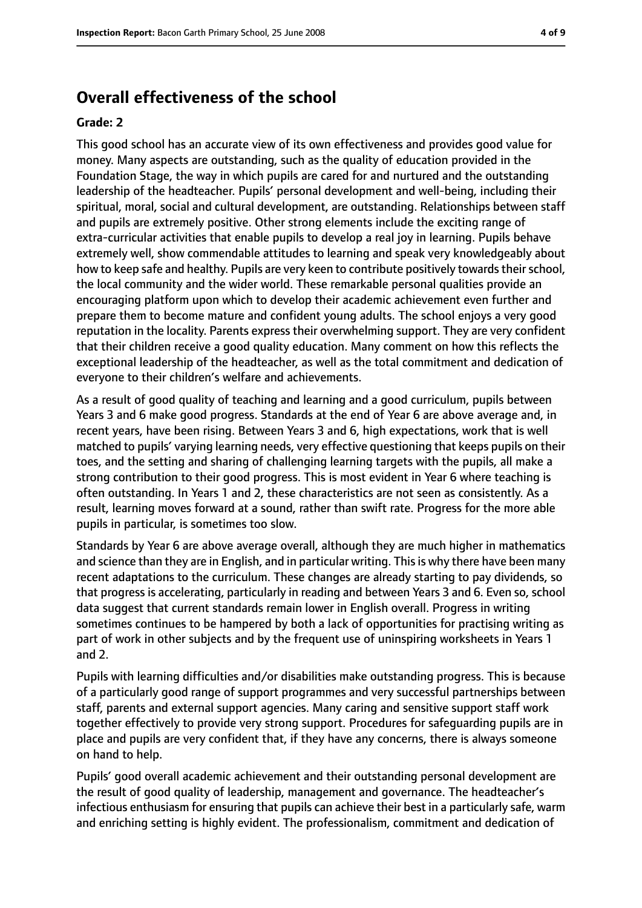# Overall effectiveness of the school

**Grade: 2**

This good school has an accurate view of its own effectiveness and provides good value for money. Many aspects are outstanding, such as the quality of education provided in the Foundation Stage, the way in which pupils are cared for and nurtured and the outstanding leadership of the headteacher. Pupils' personal development and well-being, including their spiritual, moral, social and cultural development, are outstanding. Relationships between staff and pupils are extremely positive. Other strong elements include the exciting range of extra-curricular activities that enable pupils to develop a real joy in learning. Pupils behave extremely well, show commendable attitudes to learning and speak very knowledgeably about how to keep safe and healthy. Pupils are very keen to contribute positively towards their school, the local community and the wider world. These remarkable personal qualities provide an encouraging platform upon which to develop their academic achievement even further and prepare them to become mature and confident young adults. The school enjoys a very good reputation in the locality. Parents express their overwhelming support. They are very confident that their children receive a good quality education. Many comment on how this reflects the exceptional leadership of the headteacher, as well as the total commitment and dedication of everyone to their children's welfare and achievements.

As a result of good quality of teaching and learning and a good curriculum, pupils between Years 3 and 6 make good progress. Standards at the end of Year 6 are above average and, in recent years, have been rising. Between Years 3 and 6, high expectations, work that is well matched to pupils' varying learning needs, very effective questioning that keeps pupils on their toes, and the setting and sharing of challenging learning targets with the pupils, all make a strong contribution to their good progress. This is most evident in Year 6 where teaching is often outstanding. In Years 1 and 2, these characteristics are not seen as consistently. As a result, learning moves forward at a sound, rather than swift rate. Progress for the more able pupils in particular, is sometimes too slow.

Standards by Year 6 are above average overall, although they are much higher in mathematics and science than they are in English, and in particular writing. This is why there have been many recent adaptations to the curriculum. These changes are already starting to pay dividends, so that progress is accelerating, particularly in reading and between Years 3 and 6. Even so, school data suggest that current standards remain lower in English overall. Progress in writing sometimes continues to be hampered by both a lack of opportunities for practising writing as part of work in other subjects and by the frequent use of uninspiring worksheets in Years 1 and 2.

Pupils with learning difficulties and/or disabilities make outstanding progress. This is because of a particularly good range of support programmes and very successful partnerships between staff, parents and external support agencies. Many caring and sensitive support staff work together effectively to provide very strong support. Procedures for safeguarding pupils are in place and pupils are very confident that, if they have any concerns, there is always someone on hand to help.

Pupils' good overall academic achievement and their outstanding personal development are the result of good quality of leadership, management and governance. The headteacher's infectious enthusiasm for ensuring that pupils can achieve their best in a particularly safe, warm and enriching setting is highly evident. The professionalism, commitment and dedication of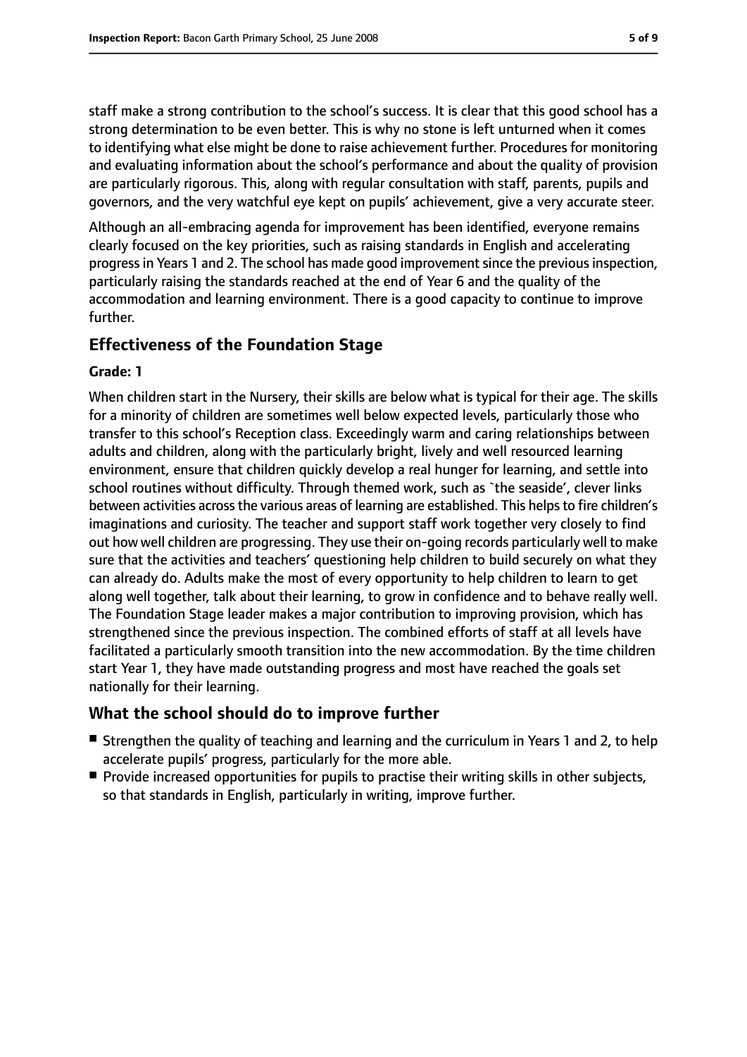staff make a strong contribution to the school's success. It is clear that this good school has a strong determination to be even better. This is why no stone is left unturned when it comes to identifying what else might be done to raise achievement further. Procedures for monitoring and evaluating information about the school's performance and about the quality of provision are particularly rigorous. This, along with regular consultation with staff, parents, pupils and governors, and the very watchful eye kept on pupils' achievement, give a very accurate steer.

Although an all-embracing agenda for improvement has been identified, everyone remains clearly focused on the key priorities, such as raising standards in English and accelerating progress in Years 1 and 2. The school has made good improvement since the previous inspection, particularly raising the standards reached at the end of Year 6 and the quality of the accommodation and learning environment. There is a good capacity to continue to improve further.

## Effectiveness of the Foundation Stage

**Grade: 1**

When children start in the Nursery, their skills are below what is typical for their age. The skills for a minority of children are sometimes well below expected levels, particularly those who transfer to this school's Reception class. Exceedingly warm and caring relationships between adults and children, along with the particularly bright, lively and well resourced learning environment, ensure that children quickly develop a real hunger for learning, and settle into school routines without difficulty. Through themed work, such as `the seaside', clever links between activities across the various areas of learning are established. This helps to fire children's imaginations and curiosity. The teacher and support staff work together very closely to find out how well children are progressing. They use their on-going records particularly well to make sure that the activities and teachers' questioning help children to build securely on what they can already do. Adults make the most of every opportunity to help children to learn to get along well together, talk about their learning, to grow in confidence and to behave really well. The Foundation Stage leader makes a major contribution to improving provision, which has strengthened since the previous inspection. The combined efforts of staff at all levels have facilitated a particularly smooth transition into the new accommodation. By the time children start Year 1, they have made outstanding progress and most have reached the goals set nationally for their learning.

## What the school should do to improve further

- Strengthen the quality of teaching and learning and the curriculum in Years 1 and 2, to help accelerate pupils' progress, particularly for the more able.
- Provide increased opportunities for pupils to practise their writing skills in other subjects, so that standards in English, particularly in writing, improve further.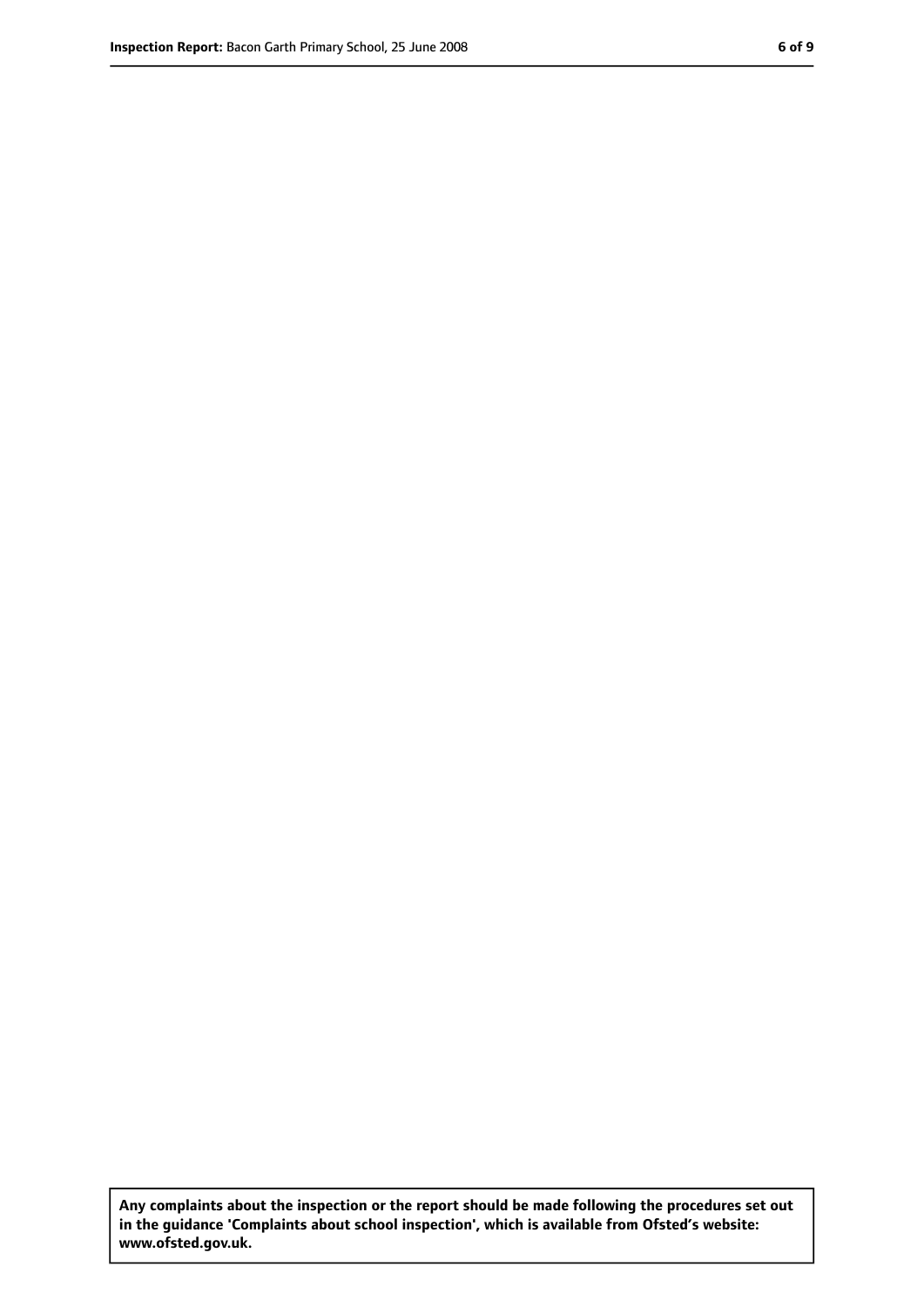**Any complaints about the inspection or the report should be made following the procedures set out in the guidance 'Complaints about school inspection', which is available from Ofsted's website: www.ofsted.gov.uk.**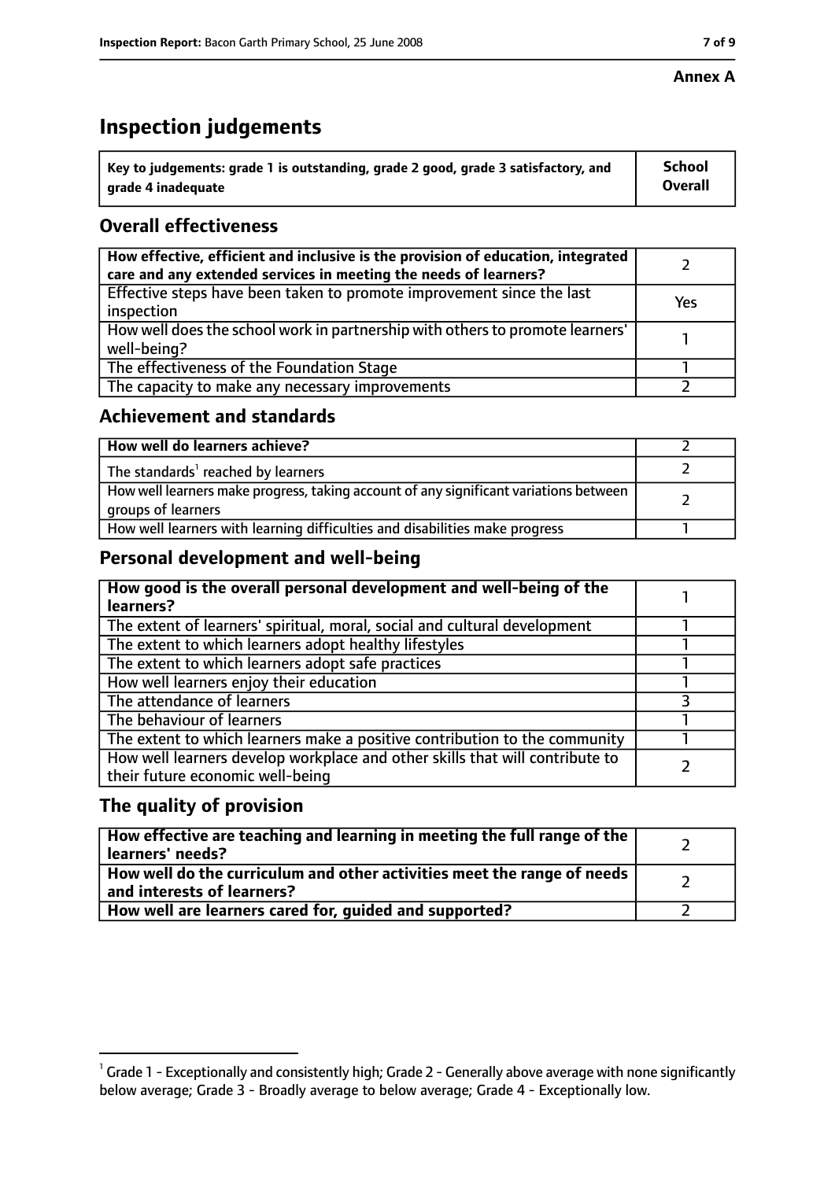**Annex A**

# Inspection judgements

| Key to judgements: grade 1 is outstanding, grade 2 good, grade 3 satisfactory, and grade 4 inadequate | School Overall |
|---|---|

## Overall effectiveness

| | |
|---|---|
| **How effective, efficient and inclusive is the provision of education, integrated care and any extended services in meeting the needs of learners?** | 2 |
| Effective steps have been taken to promote improvement since the last inspection | Yes |
| How well does the school work in partnership with others to promote learners' well-being? | 1 |
| The effectiveness of the Foundation Stage | 1 |
| The capacity to make any necessary improvements | 2 |

## Achievement and standards

| | |
|---|---|
| **How well do learners achieve?** | 2 |
| The standards[1] reached by learners | 2 |
| How well learners make progress, taking account of any significant variations between groups of learners | 2 |
| How well learners with learning difficulties and disabilities make progress | 1 |

## Personal development and well-being

| | |
|---|---|
| **How good is the overall personal development and well-being of the learners?** | 1 |
| The extent of learners' spiritual, moral, social and cultural development | 1 |
| The extent to which learners adopt healthy lifestyles | 1 |
| The extent to which learners adopt safe practices | 1 |
| How well learners enjoy their education | 1 |
| The attendance of learners | 3 |
| The behaviour of learners | 1 |
| The extent to which learners make a positive contribution to the community | 1 |
| How well learners develop workplace and other skills that will contribute to their future economic well-being | 2 |

## The quality of provision

| | |
|---|---|
| **How effective are teaching and learning in meeting the full range of the learners' needs?** | 2 |
| **How well do the curriculum and other activities meet the range of needs and interests of learners?** | 2 |
| **How well are learners cared for, guided and supported?** | 2 |

[1] Grade 1 - Exceptionally and consistently high; Grade 2 - Generally above average with none significantly below average; Grade 3 - Broadly average to below average; Grade 4 - Exceptionally low.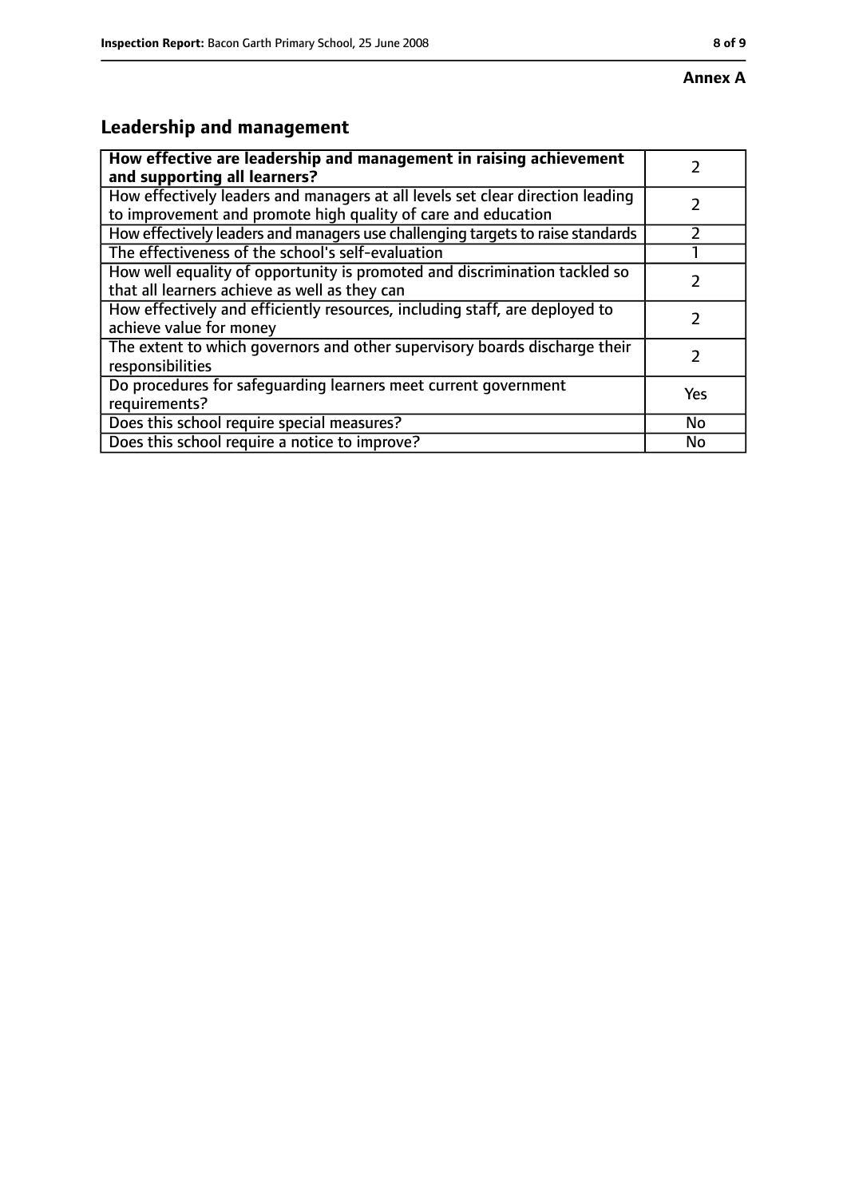**Annex A**

## Leadership and management

| How effective are leadership and management in raising achievement and supporting all learners? | 2 |
|---|---|
| How effectively leaders and managers at all levels set clear direction leading to improvement and promote high quality of care and education | 2 |
| How effectively leaders and managers use challenging targets to raise standards | 2 |
| The effectiveness of the school's self-evaluation | 1 |
| How well equality of opportunity is promoted and discrimination tackled so that all learners achieve as well as they can | 2 |
| How effectively and efficiently resources, including staff, are deployed to achieve value for money | 2 |
| The extent to which governors and other supervisory boards discharge their responsibilities | 2 |
| Do procedures for safeguarding learners meet current government requirements? | Yes |
| Does this school require special measures? | No |
| Does this school require a notice to improve? | No |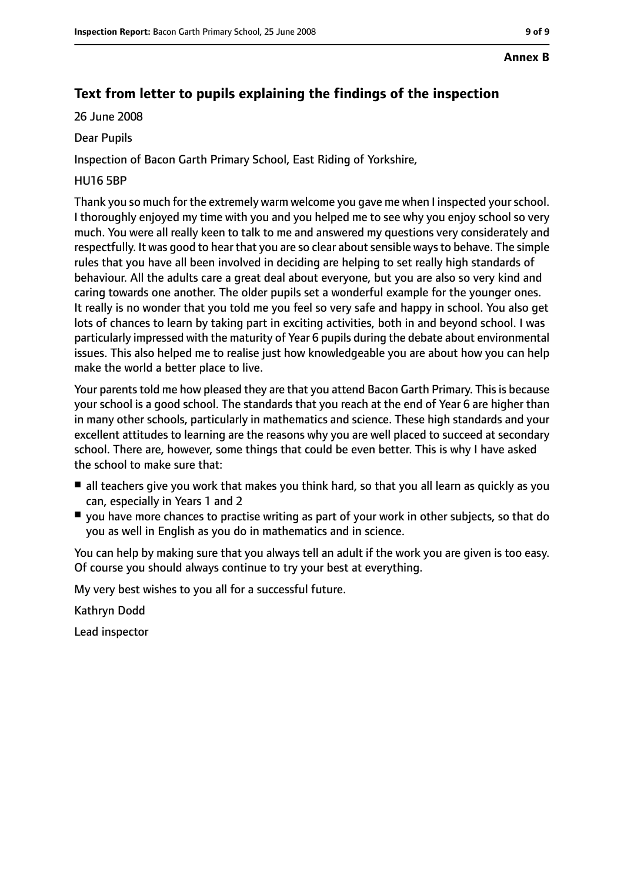**Annex B**

## Text from letter to pupils explaining the findings of the inspection

26 June 2008

Dear Pupils

Inspection of Bacon Garth Primary School, East Riding of Yorkshire,

HU16 5BP

Thank you so much for the extremely warm welcome you gave me when I inspected your school. I thoroughly enjoyed my time with you and you helped me to see why you enjoy school so very much. You were all really keen to talk to me and answered my questions very considerately and respectfully. It was good to hear that you are so clear about sensible ways to behave. The simple rules that you have all been involved in deciding are helping to set really high standards of behaviour. All the adults care a great deal about everyone, but you are also so very kind and caring towards one another. The older pupils set a wonderful example for the younger ones. It really is no wonder that you told me you feel so very safe and happy in school. You also get lots of chances to learn by taking part in exciting activities, both in and beyond school. I was particularly impressed with the maturity of Year 6 pupils during the debate about environmental issues. This also helped me to realise just how knowledgeable you are about how you can help make the world a better place to live.

Your parents told me how pleased they are that you attend Bacon Garth Primary. This is because your school is a good school. The standards that you reach at the end of Year 6 are higher than in many other schools, particularly in mathematics and science. These high standards and your excellent attitudes to learning are the reasons why you are well placed to succeed at secondary school. There are, however, some things that could be even better. This is why I have asked the school to make sure that:

- all teachers give you work that makes you think hard, so that you all learn as quickly as you can, especially in Years 1 and 2
- you have more chances to practise writing as part of your work in other subjects, so that do you as well in English as you do in mathematics and in science.

You can help by making sure that you always tell an adult if the work you are given is too easy. Of course you should always continue to try your best at everything.

My very best wishes to you all for a successful future.

Kathryn Dodd

Lead inspector